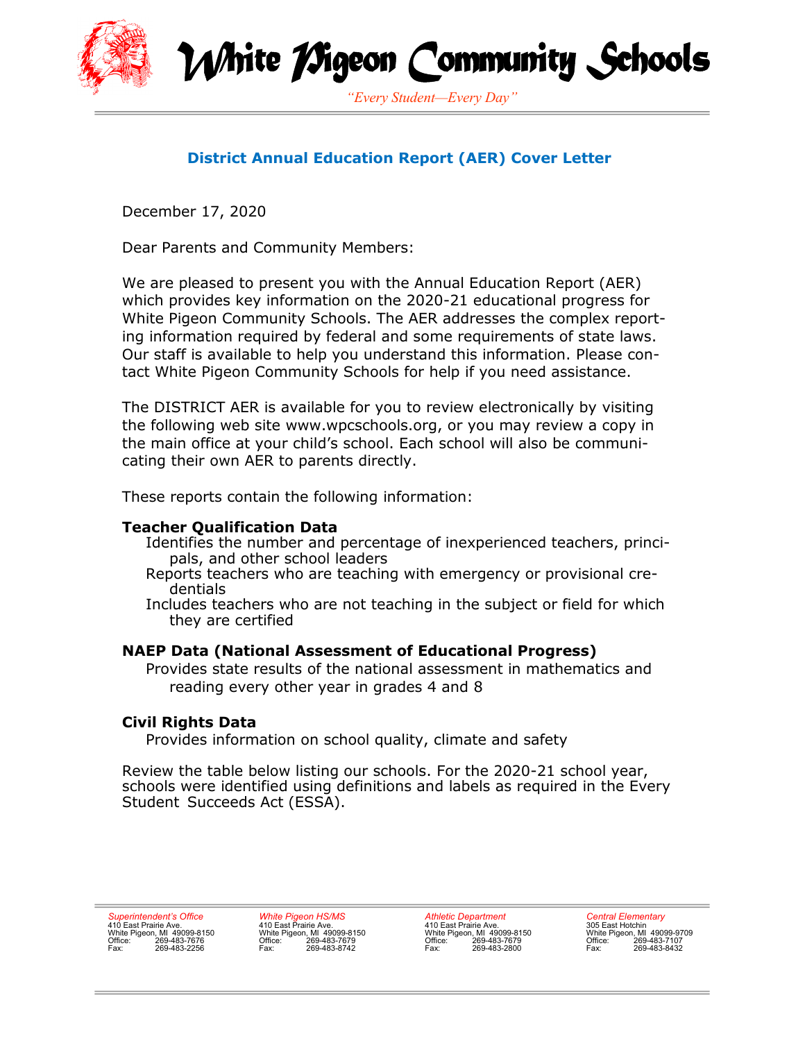# White Pigeon Community Schools

*"Every Student—Every Day"*

## District Annual Education Report (AER) Cover Letter

December 17, 2020

Dear Parents and Community Members:

We are pleased to present you with the Annual Education Report (AER) which provides key information on the 2020-21 educational progress for White Pigeon Community Schools. The AER addresses the complex reporting information required by federal and some requirements of state laws. Our staff is available to help you understand this information. Please contact White Pigeon Community Schools for help if you need assistance.

The DISTRICT AER is available for you to review electronically by visiting the following web site www.wpcschools.org, or you may review a copy in the main office at your child's school. Each school will also be communicating their own AER to parents directly.

These reports contain the following information:

**Teacher Qualification Data**

- Identifies the number and percentage of inexperienced teachers, principals, and other school leaders
- Reports teachers who are teaching with emergency or provisional credentials
- Includes teachers who are not teaching in the subject or field for which they are certified

**NAEP Data (National Assessment of Educational Progress)**

- Provides state results of the national assessment in mathematics and reading every other year in grades 4 and 8

**Civil Rights Data**

- Provides information on school quality, climate and safety

Review the table below listing our schools. For the 2020-21 school year, schools were identified using definitions and labels as required in the Every Student Succeeds Act (ESSA).

*Superintendent's Office*
410 East Prairie Ave.
White Pigeon, MI 49099-8150
Office: 269-483-7676
Fax: 269-483-2256

*White Pigeon HS/MS*
410 East Prairie Ave.
White Pigeon, MI 49099-8150
Office: 269-483-7679
Fax: 269-483-8742

*Athletic Department*
410 East Prairie Ave.
White Pigeon, MI 49099-8150
Office: 269-483-7679
Fax: 269-483-2800

*Central Elementary*
305 East Hotchin
White Pigeon, MI 49099-9709
Office: 269-483-7107
Fax: 269-483-8432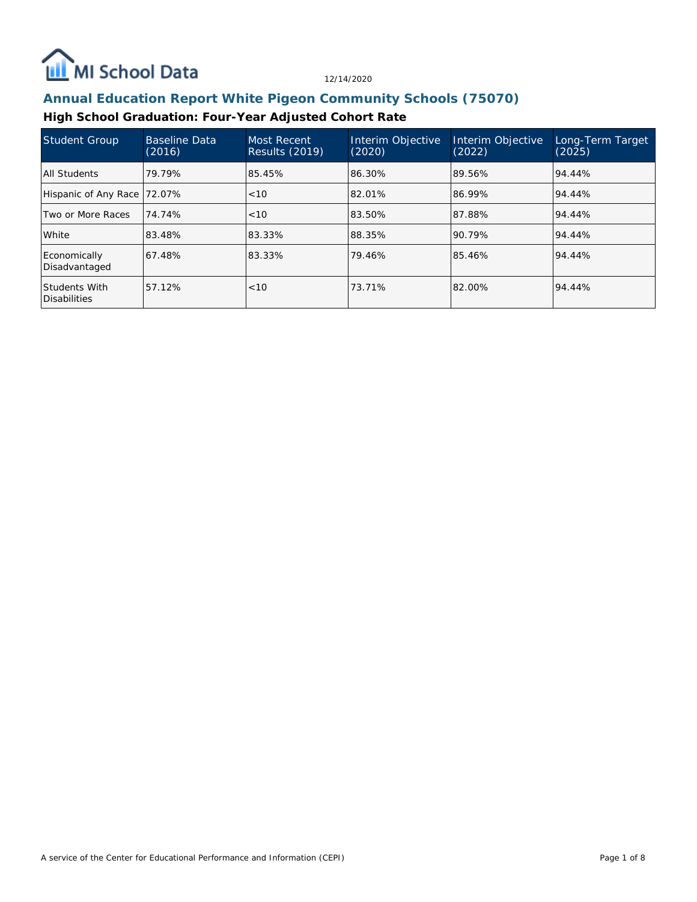MI School Data

12/14/2020

## Annual Education Report White Pigeon Community Schools (75070)

### High School Graduation: Four-Year Adjusted Cohort Rate

| Student Group | Baseline Data (2016) | Most Recent Results (2019) | Interim Objective (2020) | Interim Objective (2022) | Long-Term Target (2025) |
|---|---|---|---|---|---|
| All Students | 79.79% | 85.45% | 86.30% | 89.56% | 94.44% |
| Hispanic of Any Race | 72.07% | <10 | 82.01% | 86.99% | 94.44% |
| Two or More Races | 74.74% | <10 | 83.50% | 87.88% | 94.44% |
| White | 83.48% | 83.33% | 88.35% | 90.79% | 94.44% |
| Economically Disadvantaged | 67.48% | 83.33% | 79.46% | 85.46% | 94.44% |
| Students With Disabilities | 57.12% | <10 | 73.71% | 82.00% | 94.44% |

A service of the Center for Educational Performance and Information (CEPI)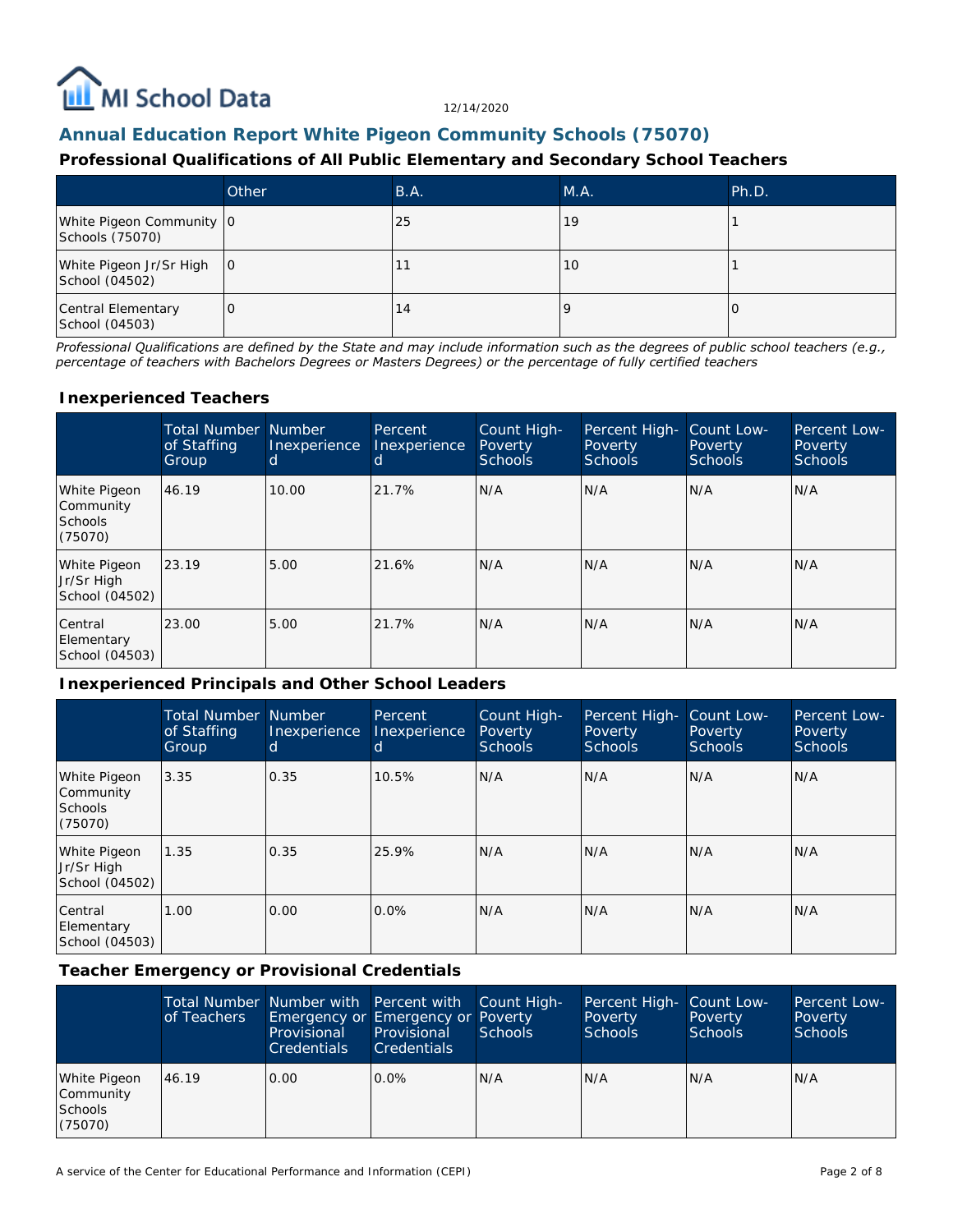## Annual Education Report White Pigeon Community Schools (75070)

### Professional Qualifications of All Public Elementary and Secondary School Teachers

| | Other | B.A. | M.A. | Ph.D. |
|---|---|---|---|---|
| White Pigeon Community Schools (75070) | 0 | 25 | 19 | 1 |
| White Pigeon Jr/Sr High School (04502) | 0 | 11 | 10 | 1 |
| Central Elementary School (04503) | 0 | 14 | 9 | 0 |

*Professional Qualifications are defined by the State and may include information such as the degrees of public school teachers (e.g., percentage of teachers with Bachelors Degrees or Masters Degrees) or the percentage of fully certified teachers*

### Inexperienced Teachers

| | Total Number of Staffing Group | Number Inexperienced | Percent Inexperienced | Count High-Poverty Schools | Percent High-Poverty Schools | Count Low-Poverty Schools | Percent Low-Poverty Schools |
|---|---|---|---|---|---|---|---|
| White Pigeon Community Schools (75070) | 46.19 | 10.00 | 21.7% | N/A | N/A | N/A | N/A |
| White Pigeon Jr/Sr High School (04502) | 23.19 | 5.00 | 21.6% | N/A | N/A | N/A | N/A |
| Central Elementary School (04503) | 23.00 | 5.00 | 21.7% | N/A | N/A | N/A | N/A |

### Inexperienced Principals and Other School Leaders

| | Total Number of Staffing Group | Number Inexperienced | Percent Inexperienced | Count High-Poverty Schools | Percent High-Poverty Schools | Count Low-Poverty Schools | Percent Low-Poverty Schools |
|---|---|---|---|---|---|---|---|
| White Pigeon Community Schools (75070) | 3.35 | 0.35 | 10.5% | N/A | N/A | N/A | N/A |
| White Pigeon Jr/Sr High School (04502) | 1.35 | 0.35 | 25.9% | N/A | N/A | N/A | N/A |
| Central Elementary School (04503) | 1.00 | 0.00 | 0.0% | N/A | N/A | N/A | N/A |

### Teacher Emergency or Provisional Credentials

| | Total Number of Teachers | Number with Emergency or Provisional Credentials | Percent with Emergency or Provisional Credentials | Count High-Poverty Schools | Percent High-Poverty Schools | Count Low-Poverty Schools | Percent Low-Poverty Schools |
|---|---|---|---|---|---|---|---|
| White Pigeon Community Schools (75070) | 46.19 | 0.00 | 0.0% | N/A | N/A | N/A | N/A |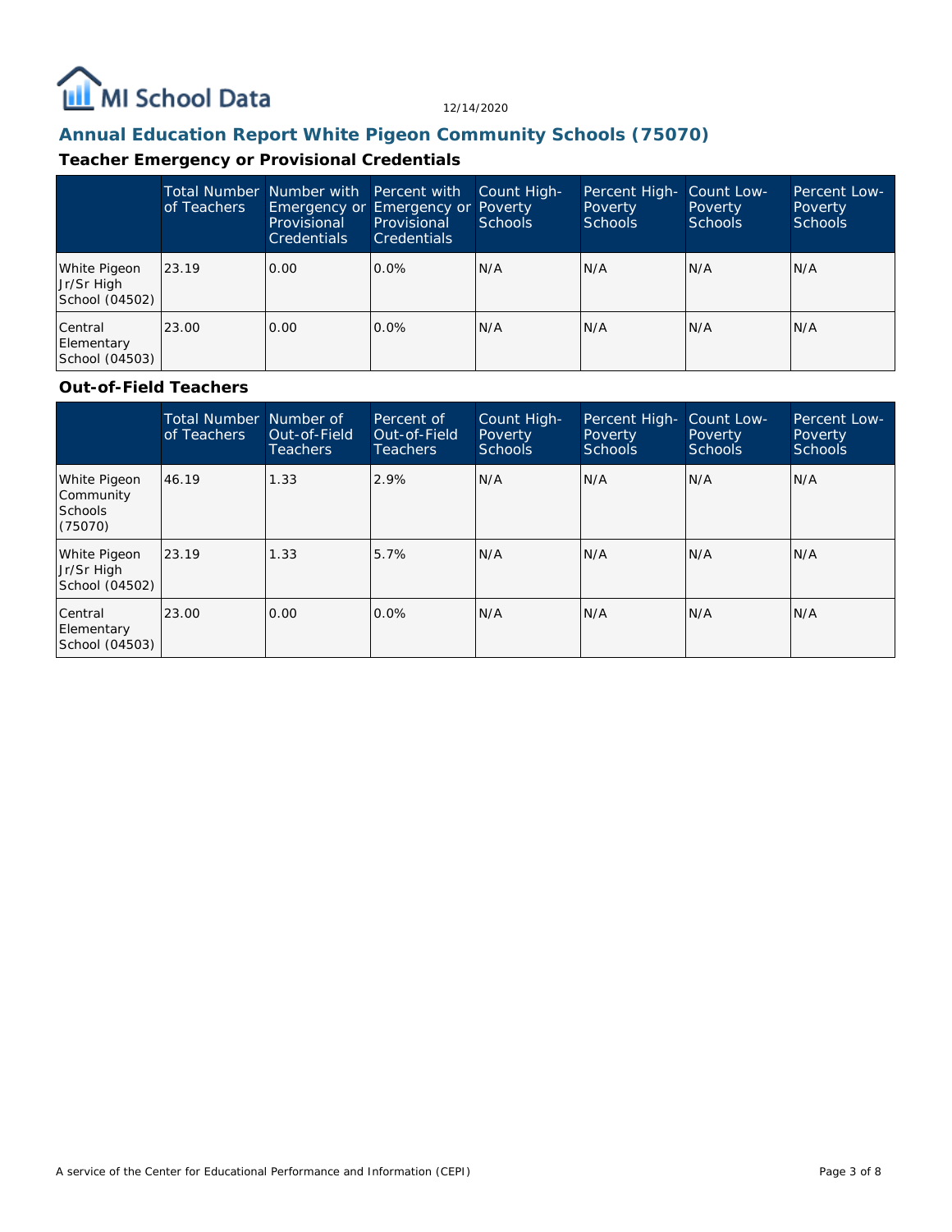# MI School Data

12/14/2020

## Annual Education Report White Pigeon Community Schools (75070)

### Teacher Emergency or Provisional Credentials

| | Total Number of Teachers | Number with Emergency or Provisional Credentials | Percent with Emergency or Provisional Credentials | Count High-Poverty Schools | Percent High-Poverty Schools | Count Low-Poverty Schools | Percent Low-Poverty Schools |
|---|---|---|---|---|---|---|---|
| White Pigeon Jr/Sr High School (04502) | 23.19 | 0.00 | 0.0% | N/A | N/A | N/A | N/A |
| Central Elementary School (04503) | 23.00 | 0.00 | 0.0% | N/A | N/A | N/A | N/A |

### Out-of-Field Teachers

| | Total Number of Teachers | Number of Out-of-Field Teachers | Percent of Out-of-Field Teachers | Count High-Poverty Schools | Percent High-Poverty Schools | Count Low-Poverty Schools | Percent Low-Poverty Schools |
|---|---|---|---|---|---|---|---|
| White Pigeon Community Schools (75070) | 46.19 | 1.33 | 2.9% | N/A | N/A | N/A | N/A |
| White Pigeon Jr/Sr High School (04502) | 23.19 | 1.33 | 5.7% | N/A | N/A | N/A | N/A |
| Central Elementary School (04503) | 23.00 | 0.00 | 0.0% | N/A | N/A | N/A | N/A |

A service of the Center for Educational Performance and Information (CEPI)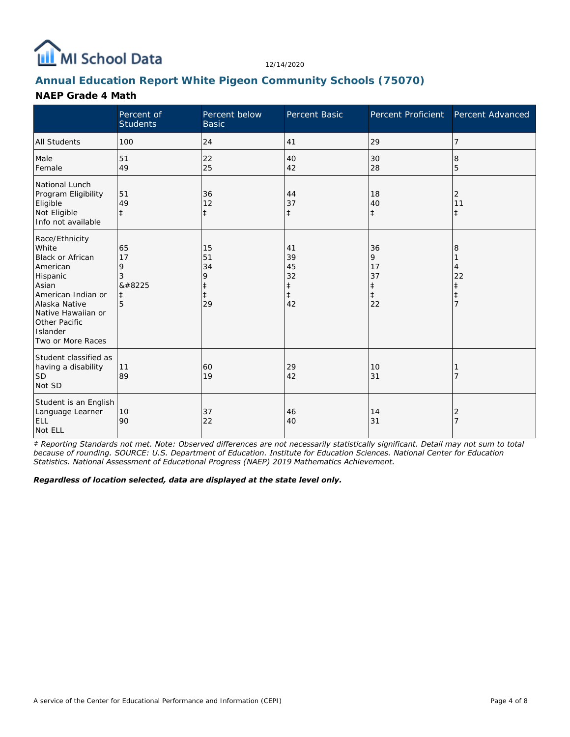# Annual Education Report White Pigeon Community Schools (75070)

## NAEP Grade 4 Math

| | Percent of Students | Percent below Basic | Percent Basic | Percent Proficient | Percent Advanced |
|---|---|---|---|---|---|
| All Students | 100 | 24 | 41 | 29 | 7 |
| Male | 51 | 22 | 40 | 30 | 8 |
| Female | 49 | 25 | 42 | 28 | 5 |
| National Lunch Program Eligibility | | | | | |
| Eligible | 51 | 36 | 44 | 18 | 2 |
| Not Eligible | 49 | 12 | 37 | 40 | 11 |
| Info not available | ‡ | ‡ | ‡ | ‡ | ‡ |
| Race/Ethnicity | | | | | |
| White | 65 | 15 | 41 | 36 | 8 |
| Black or African American | 17 | 51 | 39 | 9 | 1 |
| Hispanic | 9 | 34 | 45 | 17 | 4 |
| Asian | 3 | 9 | 32 | 37 | 22 |
| American Indian or Alaska Native | &#8225 | ‡ | ‡ | ‡ | ‡ |
| Native Hawaiian or Other Pacific Islander | ‡ | ‡ | ‡ | ‡ | ‡ |
| Two or More Races | 5 | 29 | 42 | 22 | 7 |
| Student classified as having a disability | | | | | |
| SD | 11 | 60 | 29 | 10 | 1 |
| Not SD | 89 | 19 | 42 | 31 | 7 |
| Student is an English Language Learner | | | | | |
| ELL | 10 | 37 | 46 | 14 | 2 |
| Not ELL | 90 | 22 | 40 | 31 | 7 |

*‡ Reporting Standards not met. Note: Observed differences are not necessarily statistically significant. Detail may not sum to total because of rounding. SOURCE: U.S. Department of Education. Institute for Education Sciences. National Center for Education Statistics. National Assessment of Educational Progress (NAEP) 2019 Mathematics Achievement.*

***Regardless of location selected, data are displayed at the state level only.***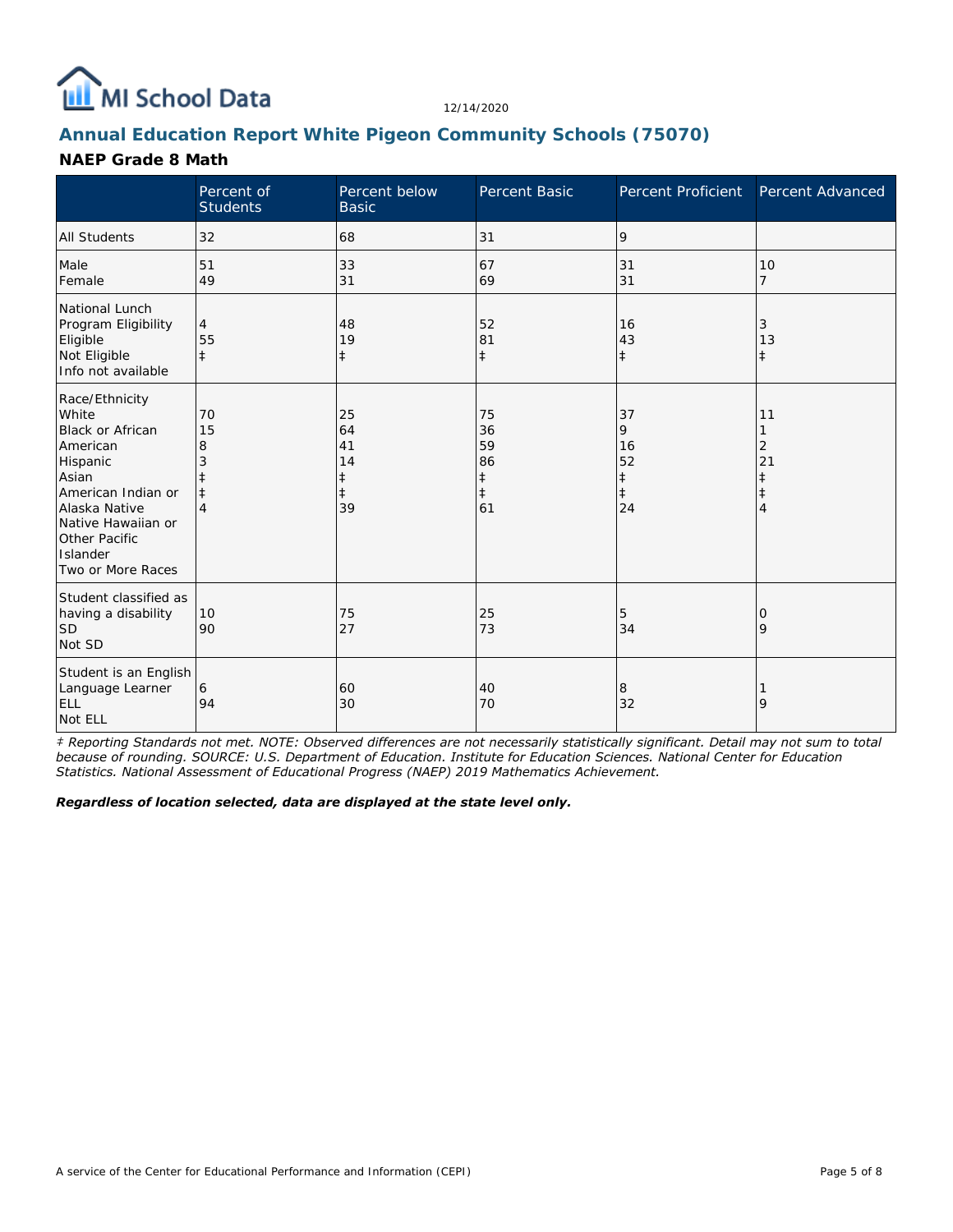## Annual Education Report White Pigeon Community Schools (75070)

### NAEP Grade 8 Math

| | Percent of Students | Percent below Basic | Percent Basic | Percent Proficient | Percent Advanced |
|---|---|---|---|---|---|
| All Students | 32 | 68 | 31 | 9 | |
| Male | 51 | 33 | 67 | 31 | 10 |
| Female | 49 | 31 | 69 | 31 | 7 |
| National Lunch Program Eligibility | | | | | |
| Eligible | 4 | 48 | 52 | 16 | 3 |
| Not Eligible | 55 | 19 | 81 | 43 | 13 |
| Info not available | ‡ | ‡ | ‡ | ‡ | ‡ |
| Race/Ethnicity | | | | | |
| White | 70 | 25 | 75 | 37 | 11 |
| Black or African American | 15 | 64 | 36 | 9 | 1 |
| Hispanic | 8 | 41 | 59 | 16 | 2 |
| Asian | 3 | 14 | 86 | 52 | 21 |
| American Indian or Alaska Native | ‡ | ‡ | ‡ | ‡ | ‡ |
| Native Hawaiian or Other Pacific Islander | ‡ | ‡ | ‡ | ‡ | ‡ |
| Two or More Races | 4 | 39 | 61 | 24 | 4 |
| Student classified as having a disability | | | | | |
| SD | 10 | 75 | 25 | 5 | 0 |
| Not SD | 90 | 27 | 73 | 34 | 9 |
| Student is an English Language Learner | | | | | |
| ELL | 6 | 60 | 40 | 8 | 1 |
| Not ELL | 94 | 30 | 70 | 32 | 9 |

*‡ Reporting Standards not met. NOTE: Observed differences are not necessarily statistically significant. Detail may not sum to total because of rounding. SOURCE: U.S. Department of Education. Institute for Education Sciences. National Center for Education Statistics. National Assessment of Educational Progress (NAEP) 2019 Mathematics Achievement.*

***Regardless of location selected, data are displayed at the state level only.***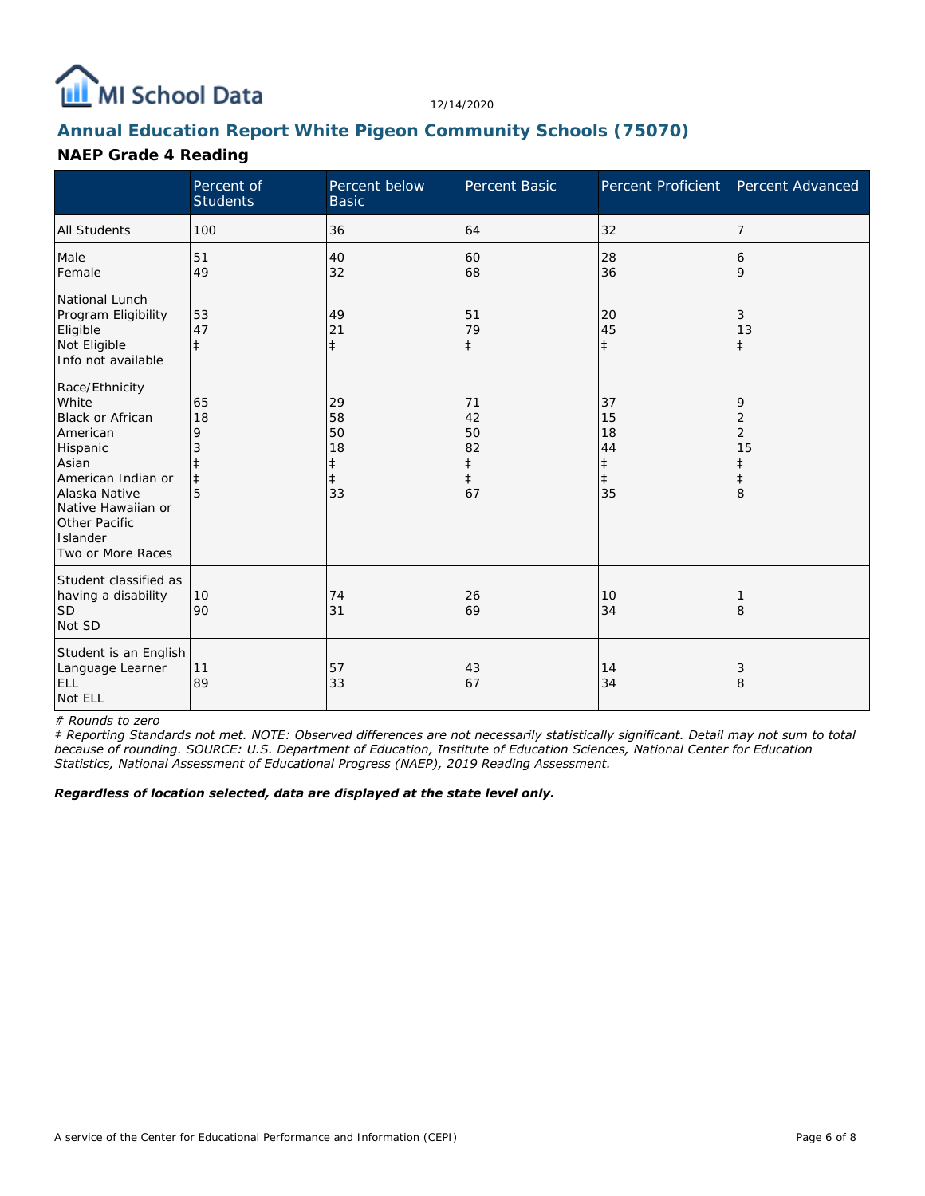MI School Data

12/14/2020

## Annual Education Report White Pigeon Community Schools (75070)

### NAEP Grade 4 Reading

| | Percent of Students | Percent below Basic | Percent Basic | Percent Proficient | Percent Advanced |
|---|---|---|---|---|---|
| All Students | 100 | 36 | 64 | 32 | 7 |
| Male | 51 | 40 | 60 | 28 | 6 |
| Female | 49 | 32 | 68 | 36 | 9 |
| National Lunch Program Eligibility | | | | | |
| Eligible | 53 | 49 | 51 | 20 | 3 |
| Not Eligible | 47 | 21 | 79 | 45 | 13 |
| Info not available | ‡ | ‡ | ‡ | ‡ | ‡ |
| Race/Ethnicity | | | | | |
| White | 65 | 29 | 71 | 37 | 9 |
| Black or African American | 18 | 58 | 42 | 15 | 2 |
| Hispanic | 9 | 50 | 50 | 18 | 2 |
| Asian | 3 | 18 | 82 | 44 | 15 |
| American Indian or Alaska Native | ‡ | ‡ | ‡ | ‡ | ‡ |
| Native Hawaiian or Other Pacific Islander | ‡ | ‡ | ‡ | ‡ | ‡ |
| Two or More Races | 5 | 33 | 67 | 35 | 8 |
| Student classified as having a disability | | | | | |
| SD | 10 | 74 | 26 | 10 | 1 |
| Not SD | 90 | 31 | 69 | 34 | 8 |
| Student is an English Language Learner | | | | | |
| ELL | 11 | 57 | 43 | 14 | 3 |
| Not ELL | 89 | 33 | 67 | 34 | 8 |

*# Rounds to zero*

*‡ Reporting Standards not met. NOTE: Observed differences are not necessarily statistically significant. Detail may not sum to total because of rounding. SOURCE: U.S. Department of Education, Institute of Education Sciences, National Center for Education Statistics, National Assessment of Educational Progress (NAEP), 2019 Reading Assessment.*

***Regardless of location selected, data are displayed at the state level only.***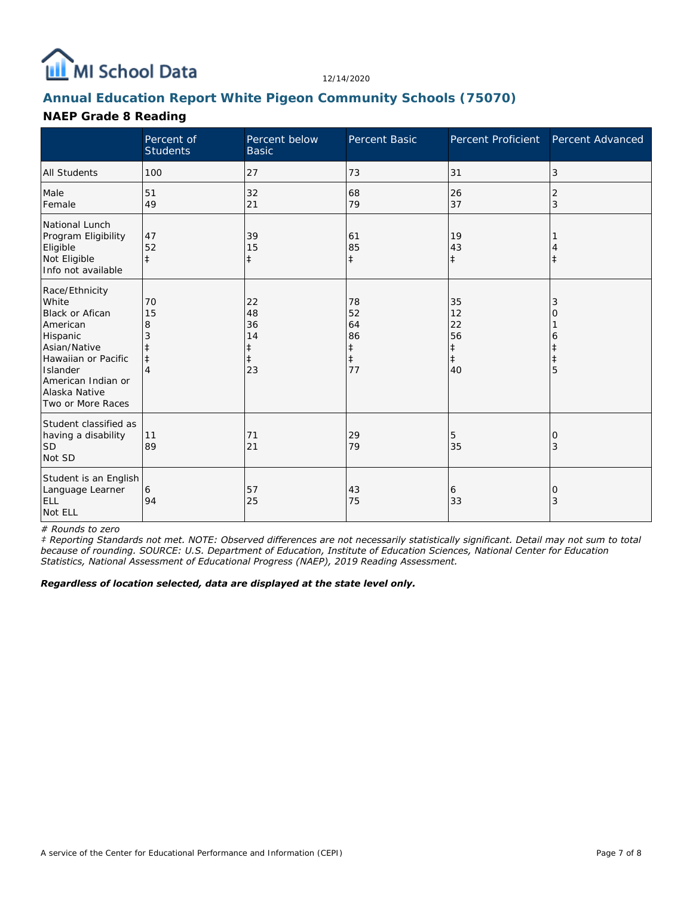12/14/2020

## Annual Education Report White Pigeon Community Schools (75070)

### NAEP Grade 8 Reading

| | Percent of Students | Percent below Basic | Percent Basic | Percent Proficient | Percent Advanced |
|---|---|---|---|---|---|
| All Students | 100 | 27 | 73 | 31 | 3 |
| Male<br>Female | 51<br>49 | 32<br>21 | 68<br>79 | 26<br>37 | 2<br>3 |
| National Lunch Program Eligibility<br>Eligible<br>Not Eligible<br>Info not available | <br>47<br>52<br>‡ | <br>39<br>15<br>‡ | <br>61<br>85<br>‡ | <br>19<br>43<br>‡ | <br>1<br>4<br>‡ |
| Race/Ethnicity<br>White<br>Black or Afican American<br>Hispanic<br>Asian/Native Hawaiian or Pacific Islander<br>American Indian or Alaska Native<br>Two or More Races | <br>70<br>15<br>8<br>3<br>‡<br>‡<br>4 | <br>22<br>48<br>36<br>14<br>‡<br>‡<br>23 | <br>78<br>52<br>64<br>86<br>‡<br>‡<br>77 | <br>35<br>12<br>22<br>56<br>‡<br>‡<br>40 | <br>3<br>0<br>1<br>6<br>‡<br>‡<br>5 |
| Student classified as having a disability<br>SD<br>Not SD | <br>11<br>89 | <br>71<br>21 | <br>29<br>79 | <br>5<br>35 | <br>0<br>3 |
| Student is an English Language Learner<br>ELL<br>Not ELL | <br>6<br>94 | <br>57<br>25 | <br>43<br>75 | <br>6<br>33 | <br>0<br>3 |

*# Rounds to zero*

*‡ Reporting Standards not met. NOTE: Observed differences are not necessarily statistically significant. Detail may not sum to total because of rounding. SOURCE: U.S. Department of Education, Institute of Education Sciences, National Center for Education Statistics, National Assessment of Educational Progress (NAEP), 2019 Reading Assessment.*

***Regardless of location selected, data are displayed at the state level only.***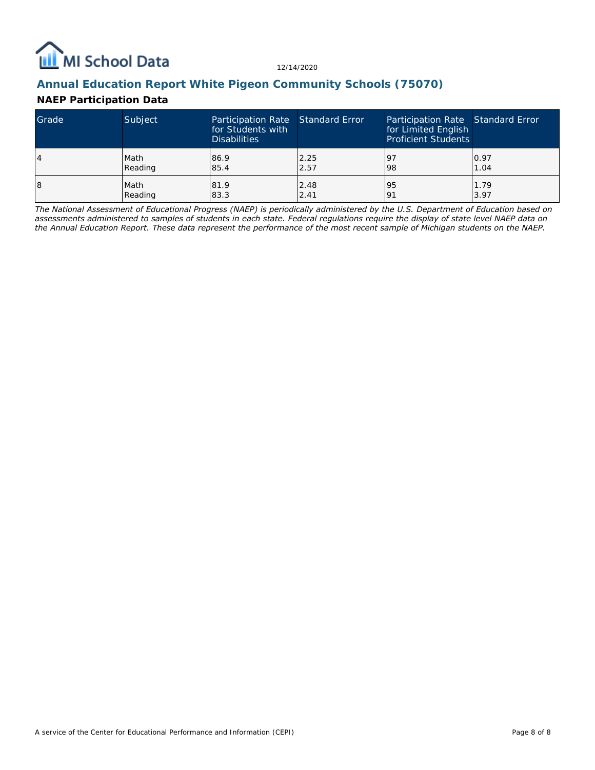## Annual Education Report White Pigeon Community Schools (75070)

### NAEP Participation Data

| Grade | Subject | Participation Rate for Students with Disabilities | Standard Error | Participation Rate for Limited English Proficient Students | Standard Error |
|---|---|---|---|---|---|
| 4 | Math<br>Reading | 86.9<br>85.4 | 2.25<br>2.57 | 97<br>98 | 0.97<br>1.04 |
| 8 | Math<br>Reading | 81.9<br>83.3 | 2.48<br>2.41 | 95<br>91 | 1.79<br>3.97 |

*The National Assessment of Educational Progress (NAEP) is periodically administered by the U.S. Department of Education based on assessments administered to samples of students in each state. Federal regulations require the display of state level NAEP data on the Annual Education Report. These data represent the performance of the most recent sample of Michigan students on the NAEP.*